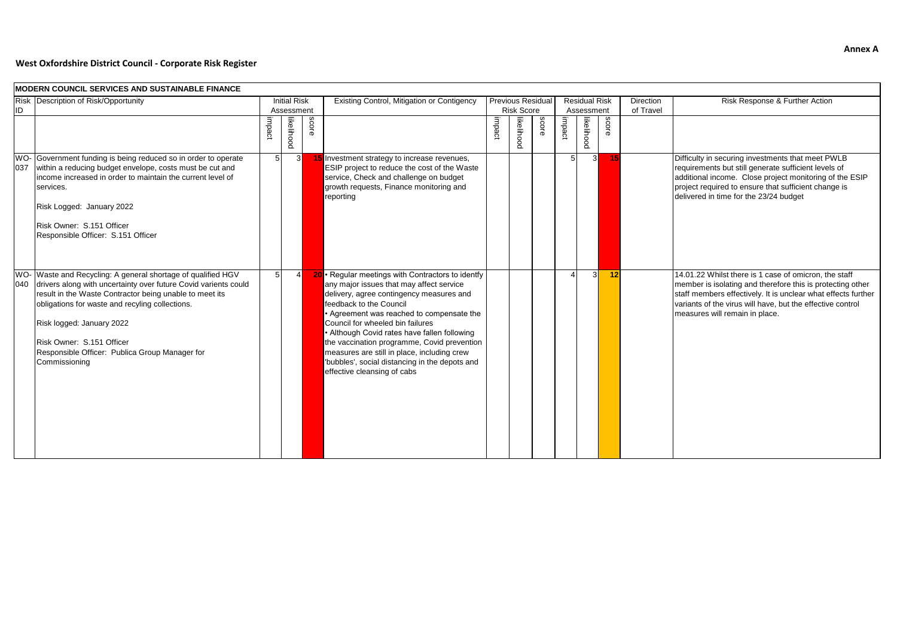**Annex A**

## West Oxfordshire District Council - Corporate Risk Register

| MODERN COUNCIL SERVICES AND SUSTAINABLE FINANCE | | | | | | | | | | | | | | |
|---|---|---|---|---|---|---|---|---|---|---|---|---|---|---|
| Risk ID | Description of Risk/Opportunity | Initial Risk Assessment | | | Existing Control, Mitigation or Contigency | Previous Residual Risk Score | | | Residual Risk Assessment | | | Direction of Travel | Risk Response & Further Action |
| | | impact | likelihood | score | | impact | likelihood | score | impact | likelihood | score | | |
| WO-037 | Government funding is being reduced so in order to operate within a reducing budget envelope, costs must be cut and income increased in order to maintain the current level of services.<br><br>Risk Logged: January 2022<br><br>Risk Owner: S.151 Officer<br>Responsible Officer: S.151 Officer | 5 | 3 | 15 | Investment strategy to increase revenues, ESIP project to reduce the cost of the Waste service, Check and challenge on budget growth requests, Finance monitoring and reporting | | | | 5 | 3 | 15 | | Difficulty in securing investments that meet PWLB requirements but still generate sufficient levels of additional income. Close project monitoring of the ESIP project required to ensure that sufficient change is delivered in time for the 23/24 budget |
| WO-040 | Waste and Recycling: A general shortage of qualified HGV drivers along with uncertainty over future Covid varients could result in the Waste Contractor being unable to meet its obligations for waste and recyling collections.<br><br>Risk logged: January 2022<br><br>Risk Owner: S.151 Officer<br>Responsible Officer: Publica Group Manager for Commissioning | 5 | 4 | 20 | • Regular meetings with Contractors to identfy any major issues that may affect service delivery, agree contingency measures and feedback to the Council<br>• Agreement was reached to compensate the Council for wheeled bin failures<br>• Although Covid rates have fallen following the vaccination programme, Covid prevention measures are still in place, including crew 'bubbles', social distancing in the depots and effective cleansing of cabs | | | | 4 | 3 | 12 | | 14.01.22 Whilst there is 1 case of omicron, the staff member is isolating and therefore this is protecting other staff members effectively. It is unclear what effects further variants of the virus will have, but the effective control measures will remain in place. |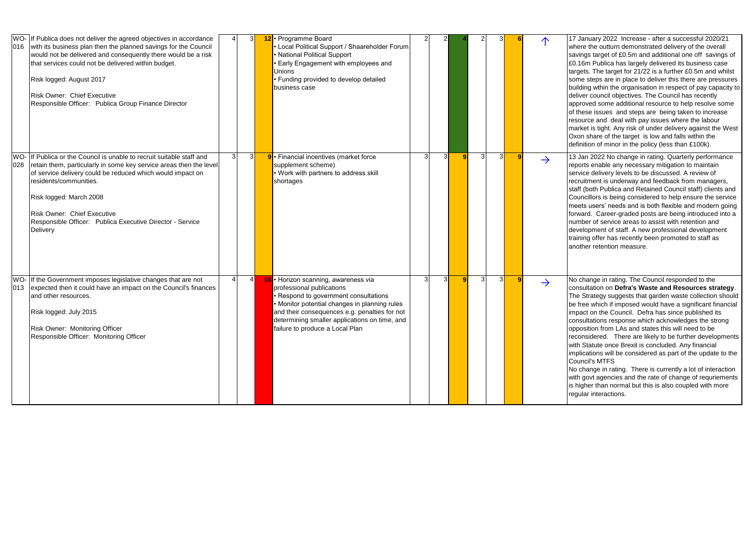| | | | | | | | | | | | | | |
|---|---|---|---|---|---|---|---|---|---|---|---|---|---|
| WO-016 | If Publica does not deliver the agreed objectives in accordance with its business plan then the planned savings for the Council would not be delivered and consequently there would be a risk that services could not be delivered within budget.<br><br>Risk logged: August 2017<br><br>Risk Owner: Chief Executive<br>Responsible Officer: Publica Group Finance Director | 4 | 3 | 12 | • Programme Board<br>• Local Political Support / Shaareholder Forum<br>• National Political Support<br>• Early Engagement with employees and Unions<br>• Funding provided to develop detailed business case | 2 | 2 | 4 | 2 | 3 | 6 | ↑ | 17 January 2022 Increase - after a successful 2020/21 where the outturn demonstrated delivery of the overall savings target of £0.5m and additional one off savings of £0.16m Publica has largely delivered its business case targets. The target for 21/22 is a further £0.5m and whilst some steps are in place to deliver this there are pressures building wthin the organisation in respect of pay capacity to deliver council objectives. The Council has recently approved some additional resource to help resolve some of these issues and steps are being taken to increase resource and deal with pay issues where the labour market is tight. Any risk of under delivery against the West Oxon share of the target is low and falls within the definition of minor in the policy (less than £100k). |
| WO-028 | If Publica or the Council is unable to recruit suitable staff and retain them, particularly in some key service areas then the level of service delivery could be reduced which would impact on residents/communities.<br><br>Risk logged: March 2008<br><br>Risk Owner: Chief Executive<br>Responsible Officer: Publica Executive Director - Service Delivery | 3 | 3 | 9 | • Financial incentives (market force supplement scheme)<br>• Work with partners to address skill shortages | 3 | 3 | 9 | 3 | 3 | 9 | → | 13 Jan 2022 No change in rating. Quarterly performance reports enable any necessary mitigation to maintain service delivery levels to be discussed. A review of recruitment is underway and feedback from managers, staff (both Publica and Retained Council staff) clients and Councillors is being considered to help ensure the service meets users' needs and is both flexible and modern going forward. Career-graded posts are being introduced into a number of service areas to assist with retention and development of staff. A new professional development training offer has recently been promoted to staff as another retention measure. |
| WO-013 | If the Government imposes legislative changes that are not expected then it could have an impact on the Council's finances and other resources.<br><br>Risk logged: July 2015<br><br>Risk Owner: Monitoring Officer<br>Responsible Officer: Monitoring Officer | 4 | 4 | 16 | • Horizon scanning, awareness via professional publications<br>• Respond to government consultations<br>• Monitor potential changes in planning rules and their consequences e.g. penalties for not determining smaller applications on time, and failure to produce a Local Plan | 3 | 3 | 9 | 3 | 3 | 9 | → | No change in rating. The Council responded to the consultation on **Defra's Waste and Resources strategy**. The Strategy suggests that garden waste collection should be free which if imposed would have a significant financial impact on the Council. Defra has since published its consultations response which acknowledges the strong opposition from LAs and states this will need to be reconsidered. There are likely to be further developments with Statute once Brexit is concluded. Any financial implications will be considered as part of the update to the Council's MTFS<br>No change in rating. There is currently a lot of interaction with govt agencies and the rate of change of requriements is higher than normal but this is also coupled with more regular interactions. |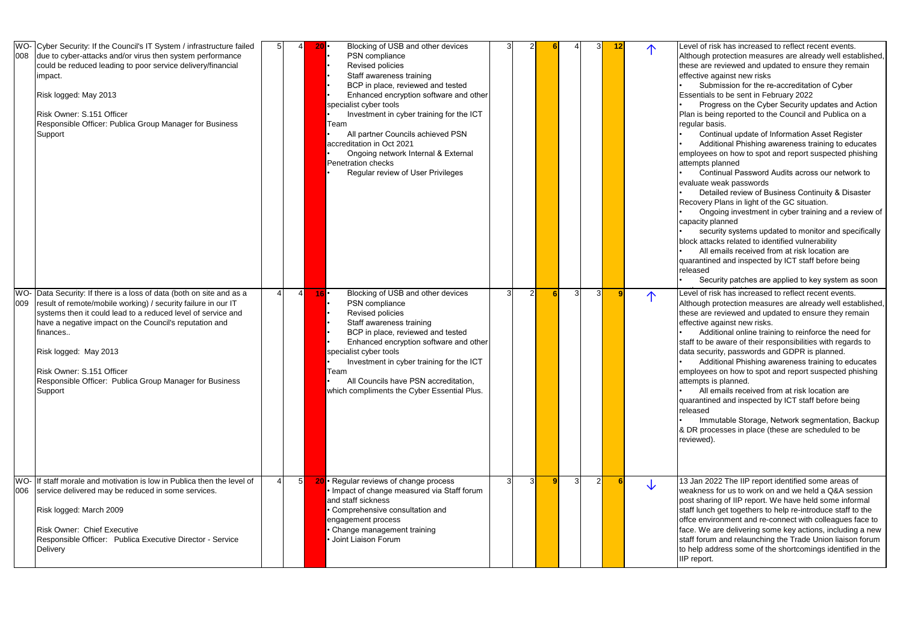| | | | | | | | | | | | | | |
|---|---|---|---|---|---|---|---|---|---|---|---|---|---|
| WO-008 | Cyber Security: If the Council's IT System / infrastructure failed due to cyber-attacks and/or virus then system performance could be reduced leading to poor service delivery/financial impact.<br><br>Risk logged: May 2013<br><br>Risk Owner: S.151 Officer<br>Responsible Officer: Publica Group Manager for Business Support | 5 | 4 | 20 | • Blocking of USB and other devices<br>• PSN compliance<br>• Revised policies<br>• Staff awareness training<br>• BCP in place, reviewed and tested<br>• Enhanced encryption software and other specialist cyber tools<br>• Investment in cyber training for the ICT Team<br>• All partner Councils achieved PSN accreditation in Oct 2021<br>• Ongoing network Internal & External Penetration checks<br>• Regular review of User Privileges | 3 | 2 | 6 | 4 | 3 | 12 | ↑ | Level of risk has increased to reflect recent events. Although protection measures are already well established, these are reviewed and updated to ensure they remain effective against new risks<br>• Submission for the re-accreditation of Cyber Essentials to be sent in February 2022<br>• Progress on the Cyber Security updates and Action Plan is being reported to the Council and Publica on a regular basis.<br>• Continual update of Information Asset Register<br>• Additional Phishing awareness training to educates employees on how to spot and report suspected phishing attempts planned<br>• Continual Password Audits across our network to evaluate weak passwords<br>• Detailed review of Business Continuity & Disaster Recovery Plans in light of the GC situation.<br>• Ongoing investment in cyber training and a review of capacity planned<br>• security systems updated to monitor and specifically block attacks related to identified vulnerability<br>• All emails received from at risk location are quarantined and inspected by ICT staff before being released<br>• Security patches are applied to key system as soon |
| WO-009 | Data Security: If there is a loss of data (both on site and as a result of remote/mobile working) / security failure in our IT systems then it could lead to a reduced level of service and have a negative impact on the Council's reputation and finances..<br><br>Risk logged: May 2013<br><br>Risk Owner: S.151 Officer<br>Responsible Officer: Publica Group Manager for Business Support | 4 | 4 | 16 | • Blocking of USB and other devices<br>• PSN compliance<br>• Revised policies<br>• Staff awareness training<br>• BCP in place, reviewed and tested<br>• Enhanced encryption software and other specialist cyber tools<br>• Investment in cyber training for the ICT Team<br>• All Councils have PSN accreditation, which compliments the Cyber Essential Plus. | 3 | 2 | 6 | 3 | 3 | 9 | ↑ | Level of risk has increased to reflect recent events. Although protection measures are already well established, these are reviewed and updated to ensure they remain effective against new risks.<br>• Additional online training to reinforce the need for staff to be aware of their responsibilities with regards to data security, passwords and GDPR is planned.<br>• Additional Phishing awareness training to educates employees on how to spot and report suspected phishing attempts is planned.<br>• All emails received from at risk location are quarantined and inspected by ICT staff before being released<br>• Immutable Storage, Network segmentation, Backup & DR processes in place (these are scheduled to be reviewed). |
| WO-006 | If staff morale and motivation is low in Publica then the level of service delivered may be reduced in some services.<br><br>Risk logged: March 2009<br><br>Risk Owner: Chief Executive<br>Responsible Officer: Publica Executive Director - Service Delivery | 4 | 5 | 20 | • Regular reviews of change process<br>• Impact of change measured via Staff forum and staff sickness<br>• Comprehensive consultation and engagement process<br>• Change management training<br>• Joint Liaison Forum | 3 | 3 | 9 | 3 | 2 | 6 | ↓ | 13 Jan 2022 The IIP report identified some areas of weakness for us to work on and we held a Q&A session post sharing of IIP report. We have held some informal staff lunch get togethers to help re-introduce staff to the offce environment and re-connect with colleagues face to face. We are delivering some key actions, including a new staff forum and relaunching the Trade Union liaison forum to help address some of the shortcomings identified in the IIP report. |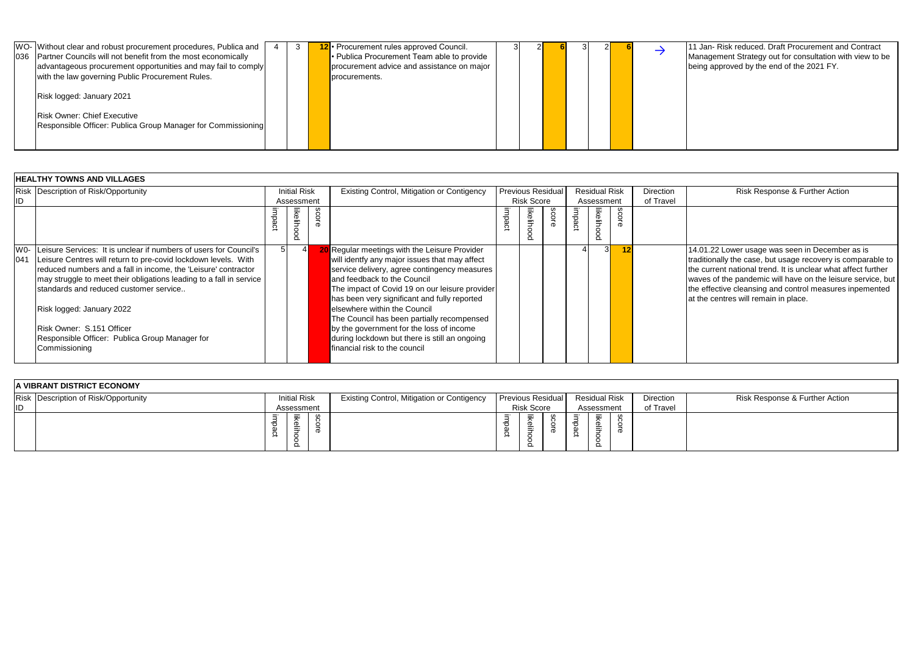| Risk ID | Description of Risk/Opportunity | Initial Risk Assessment | | | Existing Control, Mitigation or Contigency | Previous Residual Risk Score | | | Residual Risk Assessment | | | Direction of Travel | Risk Response & Further Action |
|---|---|---|---|---|---|---|---|---|---|---|---|---|---|
| | | impact | likelihood | score | | impact | likelihood | score | impact | likelihood | score | | |
| WO-036 | Without clear and robust procurement procedures, Publica and Partner Councils will not benefit from the most economically advantageous procurement opportunities and may fail to comply with the law governing Public Procurement Rules.<br><br>Risk logged: January 2021<br><br>Risk Owner: Chief Executive<br>Responsible Officer: Publica Group Manager for Commissioning | 4 | 3 | 12 | • Procurement rules approved Council.<br>• Publica Procurement Team able to provide procurement advice and assistance on major procurements. | 3 | 2 | 6 | 3 | 2 | 6 | → | 11 Jan- Risk reduced. Draft Procurement and Contract Management Strategy out for consultation with view to be being approved by the end of the 2021 FY. |

## HEALTHY TOWNS AND VILLAGES

| Risk ID | Description of Risk/Opportunity | Initial Risk Assessment | | | Existing Control, Mitigation or Contigency | Previous Residual Risk Score | | | Residual Risk Assessment | | | Direction of Travel | Risk Response & Further Action |
|---|---|---|---|---|---|---|---|---|---|---|---|---|---|
| | | impact | likelihood | score | | impact | likelihood | score | impact | likelihood | score | | |
| W0-041 | Leisure Services: It is unclear if numbers of users for Council's Leisure Centres will return to pre-covid lockdown levels. With reduced numbers and a fall in income, the 'Leisure' contractor may struggle to meet their obligations leading to a fall in service standards and reduced customer service..<br><br>Risk logged: January 2022<br><br>Risk Owner: S.151 Officer<br>Responsible Officer: Publica Group Manager for Commissioning | 5 | 4 | 20 | Regular meetings with the Leisure Provider will identfy any major issues that may affect service delivery, agree contingency measures and feedback to the Council<br>The impact of Covid 19 on our leisure provider has been very significant and fully reported elsewhere within the Council<br>The Council has been partially recompensed by the government for the loss of income during lockdown but there is still an ongoing financial risk to the council | | | | 4 | 3 | 12 | | 14.01.22 Lower usage was seen in December as is traditionally the case, but usage recovery is comparable to the current national trend. It is unclear what affect further waves of the pandemic will have on the leisure service, but the effective cleansing and control measures inpemented at the centres will remain in place. |

## A VIBRANT DISTRICT ECONOMY

| Risk ID | Description of Risk/Opportunity | Initial Risk Assessment | | | Existing Control, Mitigation or Contigency | Previous Residual Risk Score | | | Residual Risk Assessment | | | Direction of Travel | Risk Response & Further Action |
|---|---|---|---|---|---|---|---|---|---|---|---|---|---|
| | | impact | likelihood | score | | impact | likelihood | score | impact | likelihood | score | | |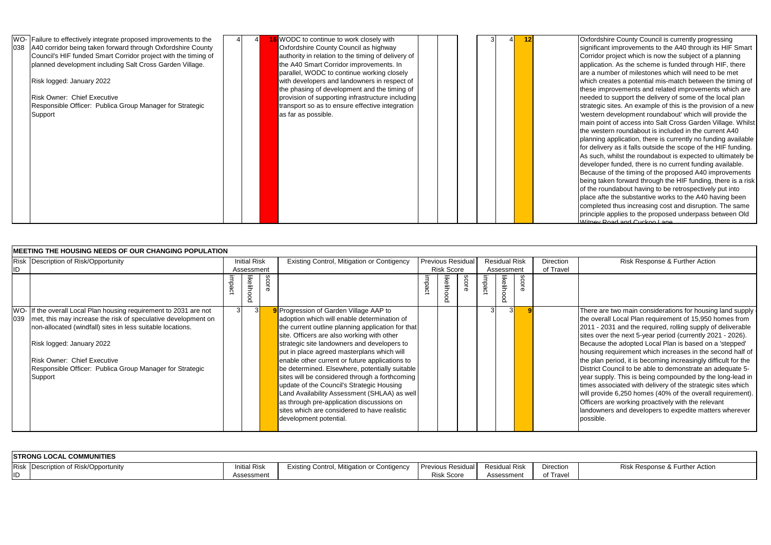| Risk ID | Description of Risk/Opportunity | Initial Risk Assessment | | | Existing Control, Mitigation or Contigency | Previous Residual Risk Score | | | Residual Risk Assessment | | | Direction of Travel | Risk Response & Further Action |
|---|---|---|---|---|---|---|---|---|---|---|---|---|---|
| | | impact | likelihood | score | | impact | likelihood | score | impact | likelihood | score | | |
| WO-038 | Failure to effectively integrate proposed improvements to the A40 corridor being taken forward through Oxfordshire County Council's HIF funded Smart Corridor project with the timing of planned development including Salt Cross Garden Village.<br><br>Risk logged: January 2022<br><br>Risk Owner: Chief Executive<br>Responsible Officer: Publica Group Manager for Strategic Support | 4 | 4 | 16 | WODC to continue to work closely with Oxfordshire County Council as highway authority in relation to the timing of delivery of the A40 Smart Corridor improvements. In parallel, WODC to continue working closely with developers and landowners in respect of the phasing of development and the timing of provision of supporting infrastructure including transport so as to ensure effective integration as far as possible. | | | | 3 | 4 | 12 | | Oxfordshire County Council is currently progressing significant improvements to the A40 through its HIF Smart Corridor project which is now the subject of a planning application. As the scheme is funded through HIF, there are a number of milestones which will need to be met which creates a potential mis-match between the timing of these improvements and related improvements which are needed to support the delivery of some of the local plan strategic sites. An example of this is the provision of a new 'western development roundabout' which will provide the main point of access into Salt Cross Garden Village. Whilst the western roundabout is included in the current A40 planning application, there is currently no funding available for delivery as it falls outside the scope of the HIF funding. As such, whilst the roundabout is expected to ultimately be developer funded, there is no current funding available. Because of the timing of the proposed A40 improvements being taken forward through the HIF funding, there is a risk of the roundabout having to be retrospectively put into place afte the substantive works to the A40 having been completed thus increasing cost and disruption. The same principle applies to the proposed underpass between Old Witney Road and Cuckoo Lane. |

## MEETING THE HOUSING NEEDS OF OUR CHANGING POPULATION

| Risk ID | Description of Risk/Opportunity | Initial Risk Assessment | | | Existing Control, Mitigation or Contigency | Previous Residual Risk Score | | | Residual Risk Assessment | | | Direction of Travel | Risk Response & Further Action |
|---|---|---|---|---|---|---|---|---|---|---|---|---|---|
| | | impact | likelihood | score | | impact | likelihood | score | impact | likelihood | score | | |
| WO-039 | If the overall Local Plan housing requirement to 2031 are not met, this may increase the risk of speculative development on non-allocated (windfall) sites in less suitable locations.<br><br>Risk logged: January 2022<br><br>Risk Owner: Chief Executive<br>Responsible Officer: Publica Group Manager for Strategic Support | 3 | 3 | 9 | Progression of Garden Village AAP to adoption which will enable determination of the current outline planning application for that site. Officers are also working with other strategic site landowners and developers to put in place agreed masterplans which will enable other current or future applications to be determined. Elsewhere, potentially suitable sites will be considered through a forthcoming update of the Council's Strategic Housing Land Availability Assessment (SHLAA) as well as through pre-application discussions on sites which are considered to have realistic development potential. | | | | 3 | 3 | 9 | | There are two main considerations for housing land supply - the overall Local Plan requirement of 15,950 homes from 2011 - 2031 and the required, rolling supply of deliverable sites over the next 5-year period (currently 2021 - 2026). Because the adopted Local Plan is based on a 'stepped' housing requirement which increases in the second half of the plan period, it is becoming increasingly difficult for the District Council to be able to demonstrate an adequate 5-year supply. This is being compounded by the long-lead in times associated with delivery of the strategic sites which will provide 6,250 homes (40% of the overall requirement). Officers are working proactively with the relevant landowners and developers to expedite matters wherever possible. |

## STRONG LOCAL COMMUNITIES

| Risk ID | Description of Risk/Opportunity | Initial Risk Assessment | Existing Control, Mitigation or Contigency | Previous Residual Risk Score | Residual Risk Assessment | Direction of Travel | Risk Response & Further Action |
|---|---|---|---|---|---|---|---|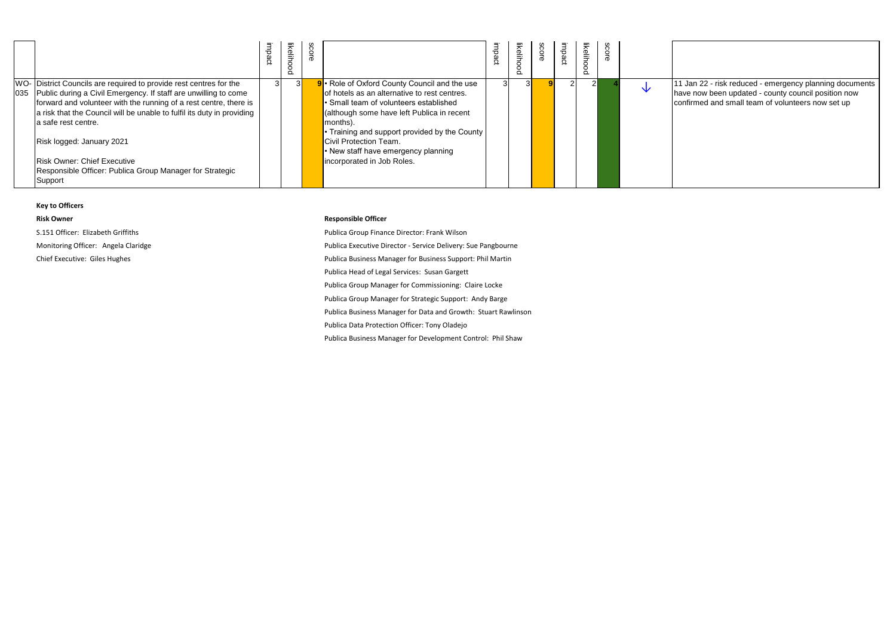| | | impact | likelihood | score | | impact | likelihood | score | impact | likelihood | score | | |
|---|---|---|---|---|---|---|---|---|---|---|---|---|---|
| WO-035 | District Councils are required to provide rest centres for the Public during a Civil Emergency. If staff are unwilling to come forward and volunteer with the running of a rest centre, there is a risk that the Council will be unable to fulfil its duty in providing a safe rest centre.<br><br>Risk logged: January 2021<br><br>Risk Owner: Chief Executive<br>Responsible Officer: Publica Group Manager for Strategic Support | 3 | 3 | 9 | • Role of Oxford County Council and the use of hotels as an alternative to rest centres.<br>• Small team of volunteers established (although some have left Publica in recent months).<br>• Training and support provided by the County Civil Protection Team.<br>• New staff have emergency planning incorporated in Job Roles. | 3 | 3 | 9 | 2 | 2 | 4 | ↓ | 11 Jan 22 - risk reduced - emergency planning documents have now been updated - county council position now confirmed and small team of volunteers now set up |

**Key to Officers**

| **Risk Owner** | **Responsible Officer** |
|---|---|
| S.151 Officer: Elizabeth Griffiths | Publica Group Finance Director: Frank Wilson |
| Monitoring Officer: Angela Claridge | Publica Executive Director - Service Delivery: Sue Pangbourne |
| Chief Executive: Giles Hughes | Publica Business Manager for Business Support: Phil Martin |
| | Publica Head of Legal Services: Susan Gargett |
| | Publica Group Manager for Commissioning: Claire Locke |
| | Publica Group Manager for Strategic Support: Andy Barge |
| | Publica Business Manager for Data and Growth: Stuart Rawlinson |
| | Publica Data Protection Officer: Tony Oladejo |
| | Publica Business Manager for Development Control: Phil Shaw |